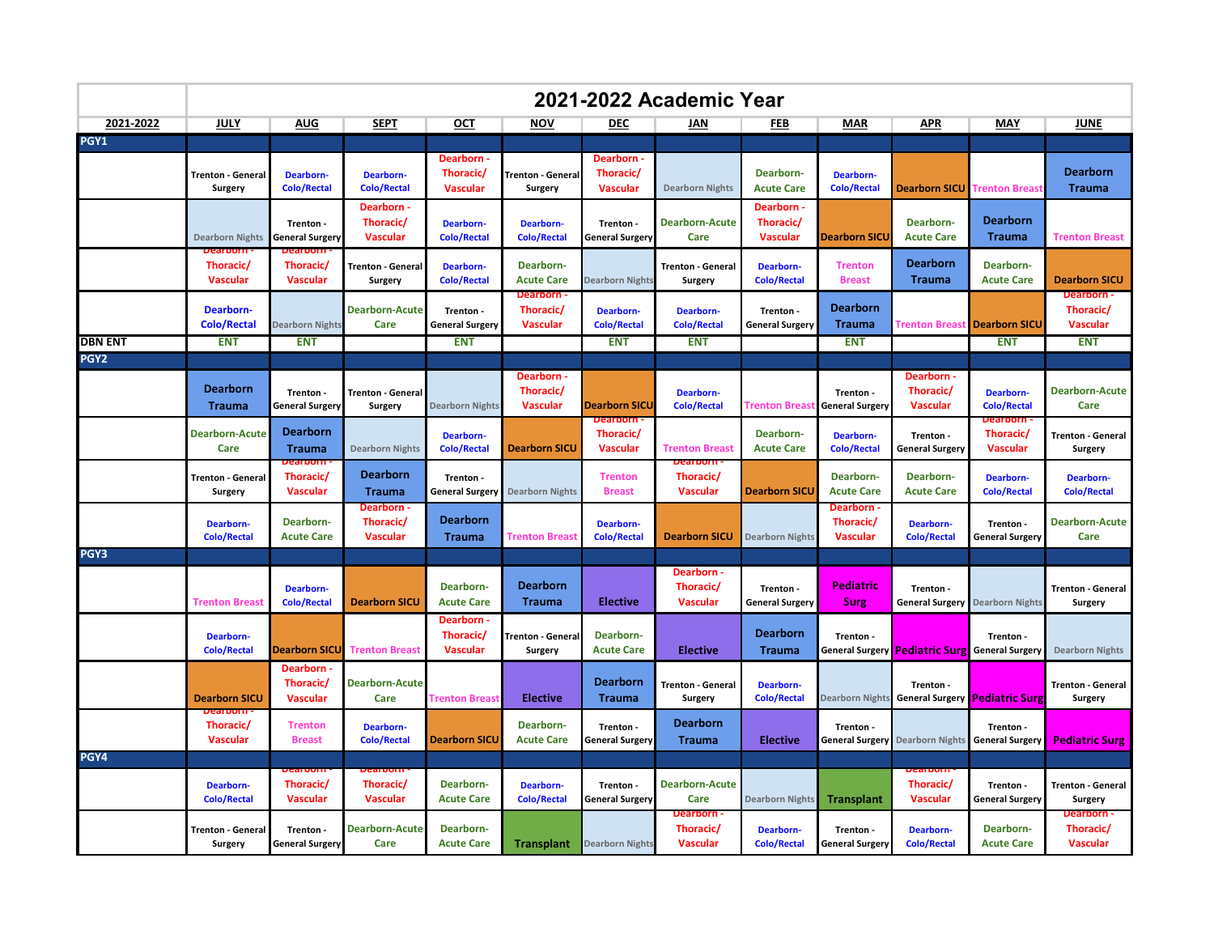# 2021-2022 Academic Year

| 2021-2022 | JULY | AUG | SEPT | OCT | NOV | DEC | JAN | FEB | MAR | APR | MAY | JUNE |
|---|---|---|---|---|---|---|---|---|---|---|---|---|
| **PGY1** | | | | | | | | | | | | |
| | Trenton - General Surgery | Dearborn-Colo/Rectal | Dearborn-Colo/Rectal | Dearborn - Thoracic/ Vascular | Trenton - General Surgery | Dearborn - Thoracic/ Vascular | Dearborn Nights | Dearborn-Acute Care | Dearborn-Colo/Rectal | Dearborn SICU | Trenton Breast | Dearborn Trauma |
| | Dearborn Nights | Trenton - General Surgery | Dearborn - Thoracic/ Vascular | Dearborn-Colo/Rectal | Dearborn-Colo/Rectal | Trenton - General Surgery | Dearborn-Acute Care | Dearborn - Thoracic/ Vascular | Dearborn SICU | Dearborn-Acute Care | Dearborn Trauma | Trenton Breast |
| | Dearborn - Thoracic/ Vascular | Dearborn - Thoracic/ Vascular | Trenton - General Surgery | Dearborn-Colo/Rectal | Dearborn-Acute Care | Dearborn Nights | Trenton - General Surgery | Dearborn-Colo/Rectal | Trenton Breast | Dearborn Trauma | Dearborn-Acute Care | Dearborn SICU |
| | Dearborn-Colo/Rectal | Dearborn Nights | Dearborn-Acute Care | Trenton - General Surgery | Dearborn - Thoracic/ Vascular | Dearborn-Colo/Rectal | Dearborn-Colo/Rectal | Trenton - General Surgery | Dearborn Trauma | Trenton Breast | Dearborn SICU | Dearborn - Thoracic/ Vascular |
| **DBN ENT** | ENT | ENT | | ENT | | ENT | ENT | | ENT | | ENT | ENT |
| **PGY2** | | | | | | | | | | | | |
| | Dearborn Trauma | Trenton - General Surgery | Trenton - General Surgery | Dearborn Nights | Dearborn - Thoracic/ Vascular | Dearborn SICU | Dearborn-Colo/Rectal | Trenton Breast | Trenton - General Surgery | Dearborn - Thoracic/ Vascular | Dearborn-Colo/Rectal | Dearborn-Acute Care |
| | Dearborn-Acute Care | Dearborn Trauma | Dearborn Nights | Dearborn-Colo/Rectal | Dearborn SICU | Dearborn - Thoracic/ Vascular | Trenton Breast | Dearborn-Acute Care | Dearborn-Colo/Rectal | Trenton - General Surgery | Dearborn - Thoracic/ Vascular | Trenton - General Surgery |
| | Trenton - General Surgery | Dearborn - Thoracic/ Vascular | Dearborn Trauma | Trenton - General Surgery | Dearborn Nights | Trenton Breast | Dearborn - Thoracic/ Vascular | Dearborn SICU | Dearborn-Acute Care | Dearborn-Acute Care | Dearborn-Colo/Rectal | Dearborn-Colo/Rectal |
| | Dearborn-Colo/Rectal | Dearborn-Acute Care | Dearborn - Thoracic/ Vascular | Dearborn Trauma | Trenton Breast | Dearborn-Colo/Rectal | Dearborn SICU | Dearborn Nights | Dearborn - Thoracic/ Vascular | Dearborn-Colo/Rectal | Trenton - General Surgery | Dearborn-Acute Care |
| **PGY3** | | | | | | | | | | | | |
| | Trenton Breast | Dearborn-Colo/Rectal | Dearborn SICU | Dearborn-Acute Care | Dearborn Trauma | Elective | Dearborn - Thoracic/ Vascular | Trenton - General Surgery | Pediatric Surg | Trenton - General Surgery | Dearborn Nights | Trenton - General Surgery |
| | Dearborn-Colo/Rectal | Dearborn SICU | Trenton Breast | Dearborn - Thoracic/ Vascular | Trenton - General Surgery | Dearborn-Acute Care | Elective | Dearborn Trauma | Trenton - General Surgery | Pediatric Surg | Trenton - General Surgery | Dearborn Nights |
| | Dearborn SICU | Dearborn - Thoracic/ Vascular | Dearborn-Acute Care | Trenton Breast | Elective | Dearborn Trauma | Trenton - General Surgery | Dearborn-Colo/Rectal | Dearborn Nights | Trenton - General Surgery | Pediatric Surg | Trenton - General Surgery |
| | Dearborn - Thoracic/ Vascular | Trenton Breast | Dearborn-Colo/Rectal | Dearborn SICU | Dearborn-Acute Care | Trenton - General Surgery | Dearborn Trauma | Elective | Trenton - General Surgery | Dearborn Nights | Trenton - General Surgery | Pediatric Surg |
| **PGY4** | | | | | | | | | | | | |
| | Dearborn-Colo/Rectal | Dearborn - Thoracic/ Vascular | Dearborn - Thoracic/ Vascular | Dearborn-Acute Care | Dearborn-Colo/Rectal | Trenton - General Surgery | Dearborn-Acute Care | Dearborn Nights | Transplant | Dearborn - Thoracic/ Vascular | Trenton - General Surgery | Trenton - General Surgery |
| | Trenton - General Surgery | Trenton - General Surgery | Dearborn-Acute Care | Dearborn-Acute Care | Transplant | Dearborn Nights | Dearborn - Thoracic/ Vascular | Dearborn-Colo/Rectal | Trenton - General Surgery | Dearborn-Colo/Rectal | Dearborn-Acute Care | Dearborn - Thoracic/ Vascular |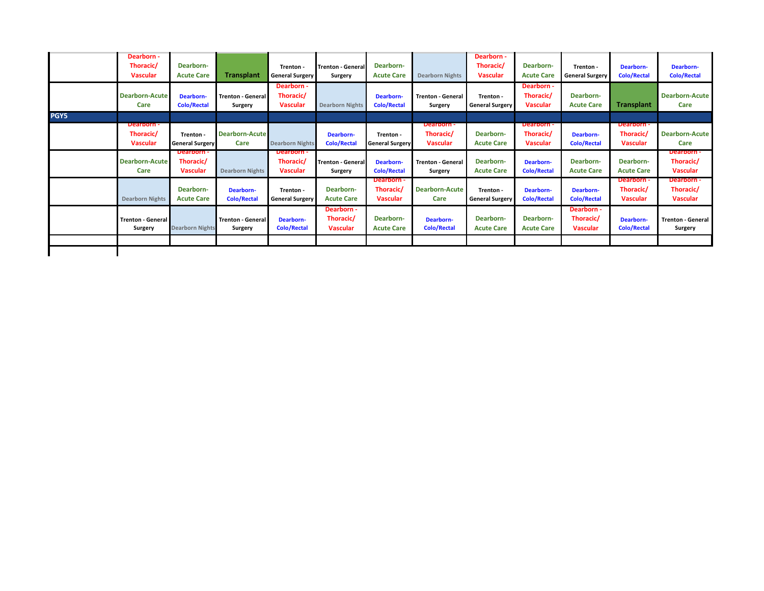| | | | | | | | | | | | | |
|---|---|---|---|---|---|---|---|---|---|---|---|---|
| | Dearborn - Thoracic/ Vascular | Dearborn-Acute Care | Transplant | Trenton - General Surgery | Trenton - General Surgery | Dearborn-Acute Care | Dearborn Nights | Dearborn - Thoracic/ Vascular | Dearborn-Acute Care | Trenton - General Surgery | Dearborn-Colo/Rectal | Dearborn-Colo/Rectal |
| | Dearborn-Acute Care | Dearborn-Colo/Rectal | Trenton - General Surgery | Dearborn - Thoracic/ Vascular | Dearborn Nights | Dearborn-Colo/Rectal | Trenton - General Surgery | Trenton - General Surgery | Dearborn - Thoracic/ Vascular | Dearborn-Acute Care | Transplant | Dearborn-Acute Care |
| PGY5 | | | | | | | | | | | | |
| | Dearborn - Thoracic/ Vascular | Trenton - General Surgery | Dearborn-Acute Care | Dearborn Nights | Dearborn-Colo/Rectal | Trenton - General Surgery | Dearborn - Thoracic/ Vascular | Dearborn-Acute Care | Dearborn - Thoracic/ Vascular | Dearborn-Colo/Rectal | Dearborn - Thoracic/ Vascular | Dearborn-Acute Care |
| | Dearborn-Acute Care | Dearborn - Thoracic/ Vascular | Dearborn Nights | Dearborn - Thoracic/ Vascular | Trenton - General Surgery | Dearborn-Colo/Rectal | Trenton - General Surgery | Dearborn-Acute Care | Dearborn-Colo/Rectal | Dearborn-Acute Care | Dearborn-Acute Care | Dearborn - Thoracic/ Vascular |
| | Dearborn Nights | Dearborn-Acute Care | Dearborn-Colo/Rectal | Trenton - General Surgery | Dearborn-Acute Care | Dearborn - Thoracic/ Vascular | Dearborn-Acute Care | Trenton - General Surgery | Dearborn-Colo/Rectal | Dearborn-Colo/Rectal | Dearborn - Thoracic/ Vascular | Dearborn - Thoracic/ Vascular |
| | Trenton - General Surgery | Dearborn Nights | Trenton - General Surgery | Dearborn-Colo/Rectal | Dearborn - Thoracic/ Vascular | Dearborn-Acute Care | Dearborn-Colo/Rectal | Dearborn-Acute Care | Dearborn-Acute Care | Dearborn - Thoracic/ Vascular | Dearborn-Colo/Rectal | Trenton - General Surgery |